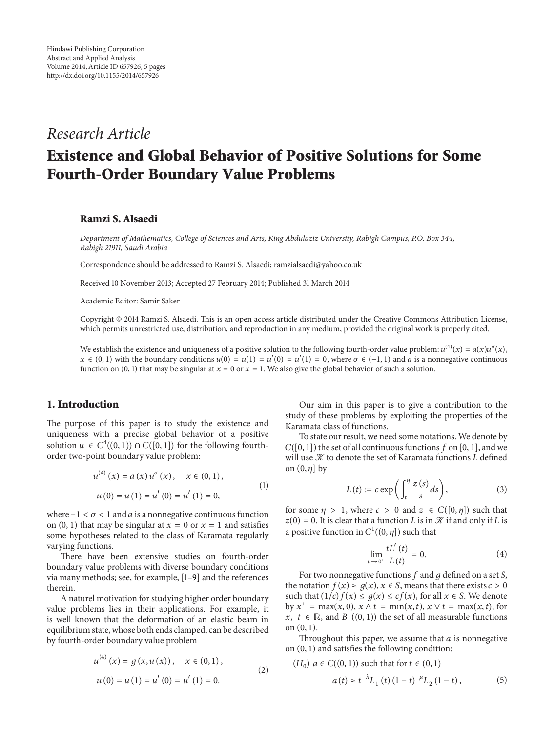Hindawi Publishing Corporation
Abstract and Applied Analysis
Volume 2014, Article ID 657926, 5 pages
http://dx.doi.org/10.1155/2014/657926

*Research Article*

# Existence and Global Behavior of Positive Solutions for Some Fourth-Order Boundary Value Problems

**Ramzi S. Alsaedi**

*Department of Mathematics, College of Sciences and Arts, King Abdulaziz University, Rabigh Campus, P.O. Box 344, Rabigh 21911, Saudi Arabia*

Correspondence should be addressed to Ramzi S. Alsaedi; ramzialsaedi@yahoo.co.uk

Received 10 November 2013; Accepted 27 February 2014; Published 31 March 2014

Academic Editor: Samir Saker

Copyright © 2014 Ramzi S. Alsaedi. This is an open access article distributed under the Creative Commons Attribution License, which permits unrestricted use, distribution, and reproduction in any medium, provided the original work is properly cited.

We establish the existence and uniqueness of a positive solution to the following fourth-order value problem: $u^{(4)}(x) = a(x)u^{\sigma}(x)$, $x \in (0,1)$ with the boundary conditions $u(0) = u(1) = u'(0) = u'(1) = 0$, where $\sigma \in (-1,1)$ and $a$ is a nonnegative continuous function on $(0,1)$ that may be singular at $x = 0$ or $x = 1$. We also give the global behavior of such a solution.

## 1. Introduction

The purpose of this paper is to study the existence and uniqueness with a precise global behavior of a positive solution $u \in C^4((0,1)) \cap C([0,1])$ for the following fourth-order two-point boundary value problem:

$$u^{(4)}(x) = a(x)u^{\sigma}(x), \quad x \in (0,1),$$
$$u(0) = u(1) = u'(0) = u'(1) = 0, \tag{1}$$

where $-1 < \sigma < 1$ and $a$ is a nonnegative continuous function on $(0,1)$ that may be singular at $x = 0$ or $x = 1$ and satisfies some hypotheses related to the class of Karamata regularly varying functions.

There have been extensive studies on fourth-order boundary value problems with diverse boundary conditions via many methods; see, for example, [1–9] and the references therein.

A naturel motivation for studying higher order boundary value problems lies in their applications. For example, it is well known that the deformation of an elastic beam in equilibrium state, whose both ends clamped, can be described by fourth-order boundary value problem

$$u^{(4)}(x) = g(x,u(x)), \quad x \in (0,1),$$
$$u(0) = u(1) = u'(0) = u'(1) = 0. \tag{2}$$

Our aim in this paper is to give a contribution to the study of these problems by exploiting the properties of the Karamata class of functions.

To state our result, we need some notations. We denote by $C([0,1])$ the set of all continuous functions $f$ on $[0,1]$, and we will use $\mathcal{K}$ to denote the set of Karamata functions $L$ defined on $(0,\eta]$ by

$$L(t) := c\exp\left(\int_t^{\eta} \frac{z(s)}{s}ds\right), \tag{3}$$

for some $\eta > 1$, where $c > 0$ and $z \in C([0,\eta])$ such that $z(0) = 0$. It is clear that a function $L$ is in $\mathcal{K}$ if and only if $L$ is a positive function in $C^1((0,\eta])$ such that

$$\lim_{t \to 0^+} \frac{tL'(t)}{L(t)} = 0. \tag{4}$$

For two nonnegative functions $f$ and $g$ defined on a set $S$, the notation $f(x) \approx g(x)$, $x \in S$, means that there exists $c > 0$ such that $(1/c)f(x) \le g(x) \le cf(x)$, for all $x \in S$. We denote by $x^+ = \max(x,0)$, $x \wedge t = \min(x,t)$, $x \vee t = \max(x,t)$, for $x, t \in \mathbb{R}$, and $B^+((0,1))$ the set of all measurable functions on $(0,1)$.

Throughout this paper, we assume that $a$ is nonnegative on $(0,1)$ and satisfies the following condition:

$(H_0)$ $a \in C((0,1))$ such that for $t \in (0,1)$

$$a(t) \approx t^{-\lambda}L_1(t)(1-t)^{-\mu}L_2(1-t), \tag{5}$$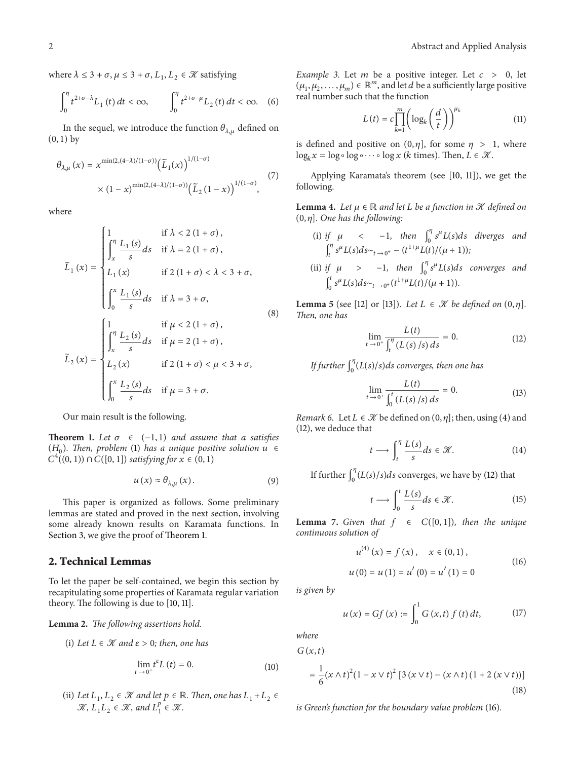where $\lambda \leq 3+\sigma, \mu \leq 3+\sigma, L_1, L_2 \in \mathcal{K}$ satisfying

$$\int_0^\eta t^{2+\sigma-\lambda} L_1(t)\,dt < \infty, \qquad \int_0^\eta t^{2+\sigma-\mu} L_2(t)\,dt < \infty. \quad (6)$$

In the sequel, we introduce the function $\theta_{\lambda,\mu}$ defined on $(0,1)$ by

$$\theta_{\lambda,\mu}(x) = x^{\min(2,(4-\lambda)/(1-\sigma))}\left(\widetilde{L}_1(x)\right)^{1/(1-\sigma)} \times (1-x)^{\min(2,(4-\lambda)/(1-\sigma))}\left(\widetilde{L}_2(1-x)\right)^{1/(1-\sigma)}, \quad (7)$$

where

$$\widetilde{L}_1(x) = \begin{cases} 1 & \text{if } \lambda < 2(1+\sigma), \\ \displaystyle\int_x^\eta \frac{L_1(s)}{s}ds & \text{if } \lambda = 2(1+\sigma), \\ L_1(x) & \text{if } 2(1+\sigma) < \lambda < 3+\sigma, \\ \displaystyle\int_0^x \frac{L_1(s)}{s}ds & \text{if } \lambda = 3+\sigma, \end{cases}$$

$$\widetilde{L}_2(x) = \begin{cases} 1 & \text{if } \mu < 2(1+\sigma), \\ \displaystyle\int_x^\eta \frac{L_2(s)}{s}ds & \text{if } \mu = 2(1+\sigma), \\ L_2(x) & \text{if } 2(1+\sigma) < \mu < 3+\sigma, \\ \displaystyle\int_0^x \frac{L_2(s)}{s}ds & \text{if } \mu = 3+\sigma. \end{cases} \quad (8)$$

Our main result is the following.

**Theorem 1.** *Let $\sigma \in (-1,1)$ and assume that $a$ satisfies $(H_0)$. Then, problem (1) has a unique positive solution $u \in C^4((0,1)) \cap C([0,1])$ satisfying for $x \in (0,1)$*

$$u(x) \approx \theta_{\lambda,\mu}(x). \quad (9)$$

This paper is organized as follows. Some preliminary lemmas are stated and proved in the next section, involving some already known results on Karamata functions. In Section 3, we give the proof of Theorem 1.

## 2. Technical Lemmas

To let the paper be self-contained, we begin this section by recapitulating some properties of Karamata regular variation theory. The following is due to [10, 11].

**Lemma 2.** *The following assertions hold.*

(i) *Let $L \in \mathcal{K}$ and $\varepsilon > 0$; then, one has*

$$\lim_{t\to 0^+} t^\varepsilon L(t) = 0. \quad (10)$$

(ii) *Let $L_1, L_2 \in \mathcal{K}$ and let $p \in \mathbb{R}$. Then, one has $L_1 + L_2 \in \mathcal{K}$, $L_1 L_2 \in \mathcal{K}$, and $L_1^p \in \mathcal{K}$.*

*Example 3.* Let $m$ be a positive integer. Let $c > 0$, let $(\mu_1, \mu_2, \ldots, \mu_m) \in \mathbb{R}^m$, and let $d$ be a sufficiently large positive real number such that the function

$$L(t) = c\prod_{k=1}^{m}\left(\log_k\left(\frac{d}{t}\right)\right)^{\mu_k} \quad (11)$$

is defined and positive on $(0,\eta]$, for some $\eta > 1$, where $\log_k x = \log \circ \log \circ \cdots \circ \log x$ ($k$ times). Then, $L \in \mathcal{K}$.

Applying Karamata's theorem (see [10, 11]), we get the following.

**Lemma 4.** *Let $\mu \in \mathbb{R}$ and let $L$ be a function in $\mathcal{K}$ defined on $(0,\eta]$. One has the following:*

(i) *if $\mu < -1$, then $\int_0^\eta s^\mu L(s)ds$ diverges and $\int_t^\eta s^\mu L(s)ds \sim_{t\to 0^+} -(t^{1+\mu}L(t)/(\mu+1))$;*

(ii) *if $\mu > -1$, then $\int_0^\eta s^\mu L(s)ds$ converges and $\int_0^t s^\mu L(s)ds \sim_{t\to 0^+} (t^{1+\mu}L(t)/(\mu+1))$.*

**Lemma 5** (see [12] or [13]). *Let $L \in \mathcal{K}$ be defined on $(0,\eta]$. Then, one has*

$$\lim_{t\to 0^+} \frac{L(t)}{\int_t^\eta (L(s)/s)\,ds} = 0. \quad (12)$$

*If further $\int_0^\eta (L(s)/s)ds$ converges, then one has*

$$\lim_{t\to 0^+} \frac{L(t)}{\int_0^t (L(s)/s)\,ds} = 0. \quad (13)$$

*Remark 6.* Let $L \in \mathcal{K}$ be defined on $(0,\eta]$; then, using (4) and (12), we deduce that

$$t \longrightarrow \int_t^\eta \frac{L(s)}{s}ds \in \mathcal{K}. \quad (14)$$

If further $\int_0^\eta (L(s)/s)ds$ converges, we have by (12) that

$$t \longrightarrow \int_0^t \frac{L(s)}{s}ds \in \mathcal{K}. \quad (15)$$

**Lemma 7.** *Given that $f \in C([0,1])$, then the unique continuous solution of*

$$u^{(4)}(x) = f(x), \quad x \in (0,1),$$
$$u(0) = u(1) = u'(0) = u'(1) = 0 \quad (16)$$

*is given by*

$$u(x) = Gf(x) := \int_0^1 G(x,t)\,f(t)\,dt, \quad (17)$$

*where*

$$G(x,t) = \frac{1}{6}(x \wedge t)^2(1 - x \vee t)^2\left[3(x \vee t) - (x \wedge t)(1 + 2(x \vee t))\right] \quad (18)$$

*is Green's function for the boundary value problem (16).*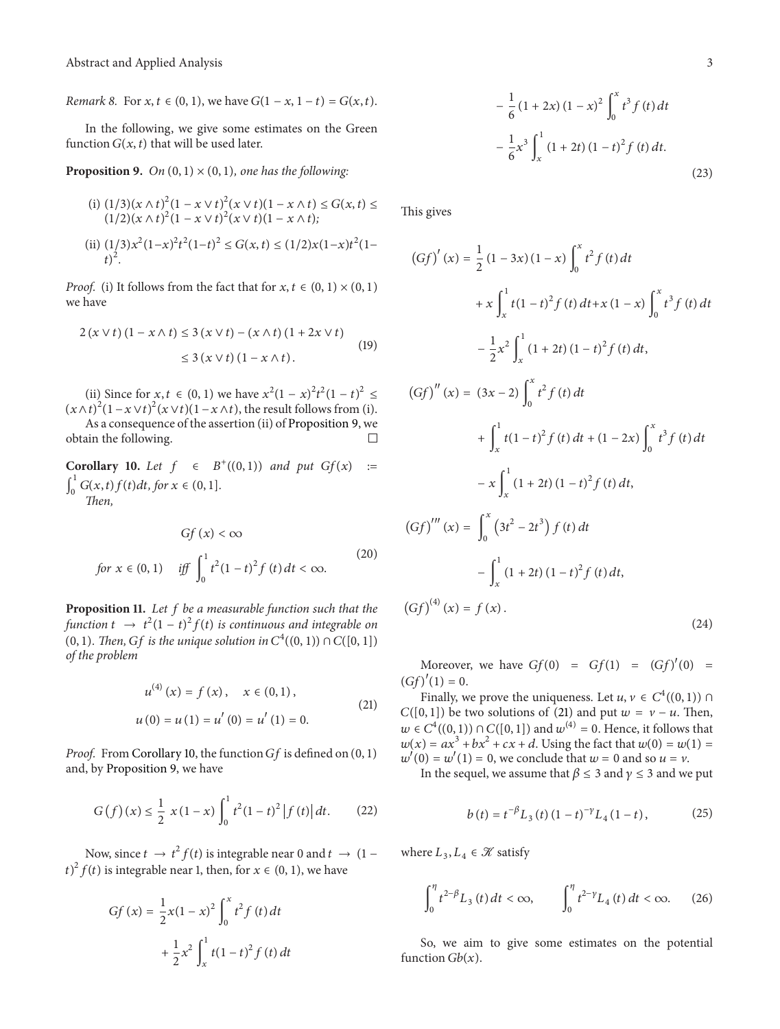*Remark 8.* For $x, t \in (0,1)$, we have $G(1-x, 1-t) = G(x,t)$.

In the following, we give some estimates on the Green function $G(x,t)$ that will be used later.

**Proposition 9.** *On $(0,1)\times(0,1)$, one has the following:*

(i) $(1/3)(x\wedge t)^2(1-x\vee t)^2(x\vee t)(1-x\wedge t) \le G(x,t) \le (1/2)(x\wedge t)^2(1-x\vee t)^2(x\vee t)(1-x\wedge t)$;

(ii) $(1/3)x^2(1-x)^2t^2(1-t)^2 \le G(x,t) \le (1/2)x(1-x)t^2(1-t)^2$.

*Proof.* (i) It follows from the fact that for $x, t \in (0,1)\times(0,1)$ we have

$$2(x\vee t)(1-x\wedge t) \le 3(x\vee t) - (x\wedge t)(1+2x\vee t) \le 3(x\vee t)(1-x\wedge t). \tag{19}$$

(ii) Since for $x, t \in (0,1)$ we have $x^2(1-x)^2t^2(1-t)^2 \le (x\wedge t)^2(1-x\vee t)^2(x\vee t)(1-x\wedge t)$, the result follows from (i).

As a consequence of the assertion (ii) of Proposition 9, we obtain the following. $\square$

**Corollary 10.** *Let $f \in B^+((0,1))$ and put $Gf(x) := \int_0^1 G(x,t)f(t)dt$, for $x \in (0,1]$.*

*Then,*

$$Gf(x) < \infty \quad \text{for } x \in (0,1) \quad \text{iff } \int_0^1 t^2(1-t)^2 f(t)\,dt < \infty. \tag{20}$$

**Proposition 11.** *Let $f$ be a measurable function such that the function $t \to t^2(1-t)^2f(t)$ is continuous and integrable on $(0,1)$. Then, $Gf$ is the unique solution in $C^4((0,1))\cap C([0,1])$ of the problem*

$$u^{(4)}(x) = f(x), \quad x\in(0,1),$$
$$u(0) = u(1) = u'(0) = u'(1) = 0. \tag{21}$$

*Proof.* From Corollary 10, the function $Gf$ is defined on $(0,1)$ and, by Proposition 9, we have

$$G(f)(x) \le \frac{1}{2}\,x(1-x)\int_0^1 t^2(1-t)^2|f(t)|\,dt. \tag{22}$$

Now, since $t \to t^2 f(t)$ is integrable near 0 and $t \to (1-t)^2 f(t)$ is integrable near 1, then, for $x\in(0,1)$, we have

$$\begin{aligned}
Gf(x) &= \frac{1}{2}x(1-x)^2\int_0^x t^2 f(t)\,dt \\
&\quad + \frac{1}{2}x^2\int_x^1 t(1-t)^2 f(t)\,dt \\
&\quad - \frac{1}{6}(1+2x)(1-x)^2\int_0^x t^3 f(t)\,dt \\
&\quad - \frac{1}{6}x^3\int_x^1 (1+2t)(1-t)^2 f(t)\,dt.
\end{aligned} \tag{23}$$

This gives

$$\begin{aligned}
(Gf)'(x) &= \frac{1}{2}(1-3x)(1-x)\int_0^x t^2 f(t)\,dt \\
&\quad + x\int_x^1 t(1-t)^2 f(t)\,dt + x(1-x)\int_0^x t^3 f(t)\,dt \\
&\quad - \frac{1}{2}x^2\int_x^1 (1+2t)(1-t)^2 f(t)\,dt, \\
(Gf)''(x) &= (3x-2)\int_0^x t^2 f(t)\,dt \\
&\quad + \int_x^1 t(1-t)^2 f(t)\,dt + (1-2x)\int_0^x t^3 f(t)\,dt \\
&\quad - x\int_x^1 (1+2t)(1-t)^2 f(t)\,dt, \\
(Gf)'''(x) &= \int_0^x \left(3t^2-2t^3\right) f(t)\,dt \\
&\quad - \int_x^1 (1+2t)(1-t)^2 f(t)\,dt, \\
(Gf)^{(4)}(x) &= f(x).
\end{aligned} \tag{24}$$

Moreover, we have $Gf(0) = Gf(1) = (Gf)'(0) = (Gf)'(1) = 0$.

Finally, we prove the uniqueness. Let $u, v \in C^4((0,1))\cap C([0,1])$ be two solutions of (21) and put $w = v - u$. Then, $w \in C^4((0,1))\cap C([0,1])$ and $w^{(4)} = 0$. Hence, it follows that $w(x) = ax^3 + bx^2 + cx + d$. Using the fact that $w(0) = w(1) = w'(0) = w'(1) = 0$, we conclude that $w = 0$ and so $u = v$.

In the sequel, we assume that $\beta \le 3$ and $\gamma \le 3$ and we put

$$b(t) = t^{-\beta}L_3(t)(1-t)^{-\gamma}L_4(1-t), \tag{25}$$

where $L_3, L_4 \in \mathcal{K}$ satisfy

$$\int_0^\eta t^{2-\beta}L_3(t)\,dt < \infty, \qquad \int_0^\eta t^{2-\gamma}L_4(t)\,dt < \infty. \tag{26}$$

So, we aim to give some estimates on the potential function $Gb(x)$.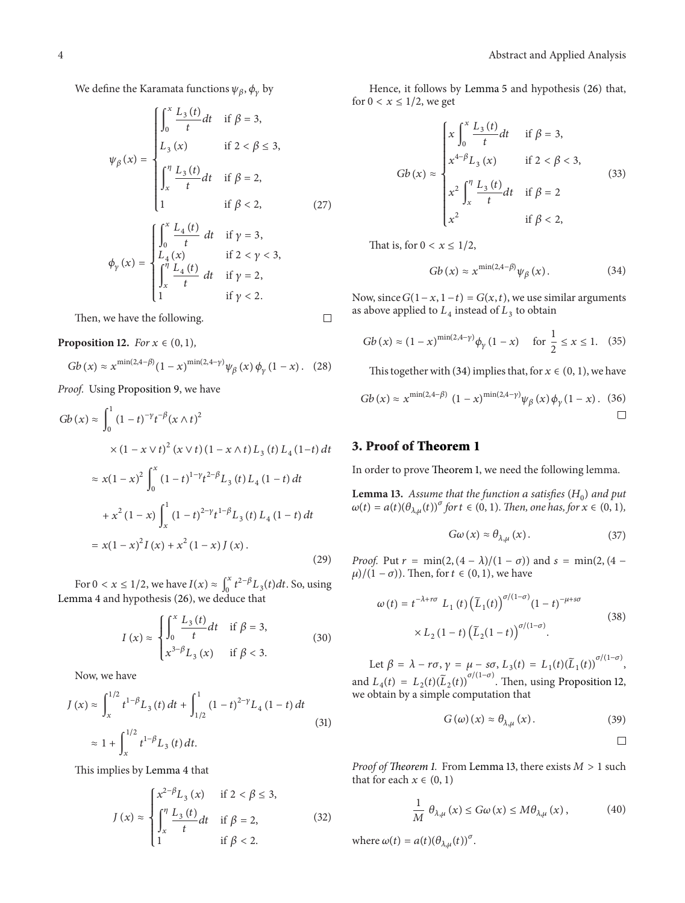We define the Karamata functions $\psi_\beta, \phi_\gamma$ by

$$\psi_\beta(x) = \begin{cases} \int_0^x \frac{L_3(t)}{t} dt & \text{if } \beta = 3, \\ L_3(x) & \text{if } 2 < \beta \leq 3, \\ \int_x^\eta \frac{L_3(t)}{t} dt & \text{if } \beta = 2, \\ 1 & \text{if } \beta < 2, \end{cases}$$

$$\phi_\gamma(x) = \begin{cases} \int_0^x \frac{L_4(t)}{t} dt & \text{if } \gamma = 3, \\ L_4(x) & \text{if } 2 < \gamma < 3, \\ \int_x^\eta \frac{L_4(t)}{t} dt & \text{if } \gamma = 2, \\ 1 & \text{if } \gamma < 2. \end{cases} \tag{27}$$

Then, we have the following. □

**Proposition 12.** *For $x \in (0, 1)$,*

$$Gb(x) \approx x^{\min(2,4-\beta)}(1-x)^{\min(2,4-\gamma)}\psi_\beta(x)\phi_\gamma(1-x). \tag{28}$$

*Proof.* Using Proposition 9, we have

$$\begin{aligned} Gb(x) &\approx \int_0^1 (1-t)^{-\gamma} t^{-\beta} (x \wedge t)^2 \\ &\quad \times (1-x \vee t)^2 (x \vee t)(1-x \wedge t) L_3(t) L_4(1-t)\, dt \\ &\approx x(1-x)^2 \int_0^x (1-t)^{1-\gamma} t^{2-\beta} L_3(t) L_4(1-t)\, dt \\ &\quad + x^2(1-x) \int_x^1 (1-t)^{2-\gamma} t^{1-\beta} L_3(t) L_4(1-t)\, dt \\ &= x(1-x)^2 I(x) + x^2(1-x) J(x). \end{aligned} \tag{29}$$

For $0 < x \leq 1/2$, we have $I(x) \approx \int_0^x t^{2-\beta} L_3(t) dt$. So, using Lemma 4 and hypothesis (26), we deduce that

$$I(x) \approx \begin{cases} \int_0^x \frac{L_3(t)}{t} dt & \text{if } \beta = 3, \\ x^{3-\beta} L_3(x) & \text{if } \beta < 3. \end{cases} \tag{30}$$

Now, we have

$$\begin{aligned} J(x) &\approx \int_x^{1/2} t^{1-\beta} L_3(t)\, dt + \int_{1/2}^1 (1-t)^{2-\gamma} L_4(1-t)\, dt \\ &\approx 1 + \int_x^{1/2} t^{1-\beta} L_3(t)\, dt. \end{aligned} \tag{31}$$

This implies by Lemma 4 that

$$J(x) \approx \begin{cases} x^{2-\beta} L_3(x) & \text{if } 2 < \beta \leq 3, \\ \int_x^\eta \frac{L_3(t)}{t} dt & \text{if } \beta = 2, \\ 1 & \text{if } \beta < 2. \end{cases} \tag{32}$$

Hence, it follows by Lemma 5 and hypothesis (26) that, for $0 < x \leq 1/2$, we get

$$Gb(x) \approx \begin{cases} x \int_0^x \frac{L_3(t)}{t} dt & \text{if } \beta = 3, \\ x^{4-\beta} L_3(x) & \text{if } 2 < \beta < 3, \\ x^2 \int_x^\eta \frac{L_3(t)}{t} dt & \text{if } \beta = 2 \\ x^2 & \text{if } \beta < 2, \end{cases} \tag{33}$$

That is, for $0 < x \leq 1/2$,

$$Gb(x) \approx x^{\min(2,4-\beta)} \psi_\beta(x). \tag{34}$$

Now, since $G(1-x, 1-t) = G(x,t)$, we use similar arguments as above applied to $L_4$ instead of $L_3$ to obtain

$$Gb(x) \approx (1-x)^{\min(2,4-\gamma)} \phi_\gamma(1-x) \quad \text{for } \frac{1}{2} \leq x \leq 1. \tag{35}$$

This together with (34) implies that, for $x \in (0, 1)$, we have

$$Gb(x) \approx x^{\min(2,4-\beta)} (1-x)^{\min(2,4-\gamma)} \psi_\beta(x) \phi_\gamma(1-x). \tag{36}$$

□

## 3. Proof of Theorem 1

In order to prove Theorem 1, we need the following lemma.

**Lemma 13.** *Assume that the function a satisfies $(H_0)$ and put $\omega(t) = a(t)(\theta_{\lambda,\mu}(t))^\sigma$ for $t \in (0, 1)$. Then, one has, for $x \in (0, 1)$,*

$$G\omega(x) \approx \theta_{\lambda,\mu}(x). \tag{37}$$

*Proof.* Put $r = \min(2, (4-\lambda)/(1-\sigma))$ and $s = \min(2, (4-\mu)/(1-\sigma))$. Then, for $t \in (0, 1)$, we have

$$\begin{aligned} \omega(t) = t^{-\lambda+r\sigma} L_1(t) \left(\widetilde{L}_1(t)\right)^{\sigma/(1-\sigma)} (1-t)^{-\mu+s\sigma} \\ \times L_2(1-t) \left(\widetilde{L}_2(1-t)\right)^{\sigma/(1-\sigma)}. \end{aligned} \tag{38}$$

Let $\beta = \lambda - r\sigma$, $\gamma = \mu - s\sigma$, $L_3(t) = L_1(t)(\widetilde{L}_1(t))^{\sigma/(1-\sigma)}$, and $L_4(t) = L_2(t)(\widetilde{L}_2(t))^{\sigma/(1-\sigma)}$. Then, using Proposition 12, we obtain by a simple computation that

$$G(\omega)(x) \approx \theta_{\lambda,\mu}(x). \tag{39}$$

□

*Proof of Theorem 1.* From Lemma 13, there exists $M > 1$ such that for each $x \in (0, 1)$

$$\frac{1}{M} \theta_{\lambda,\mu}(x) \leq G\omega(x) \leq M\theta_{\lambda,\mu}(x), \tag{40}$$

where $\omega(t) = a(t)(\theta_{\lambda,\mu}(t))^\sigma$.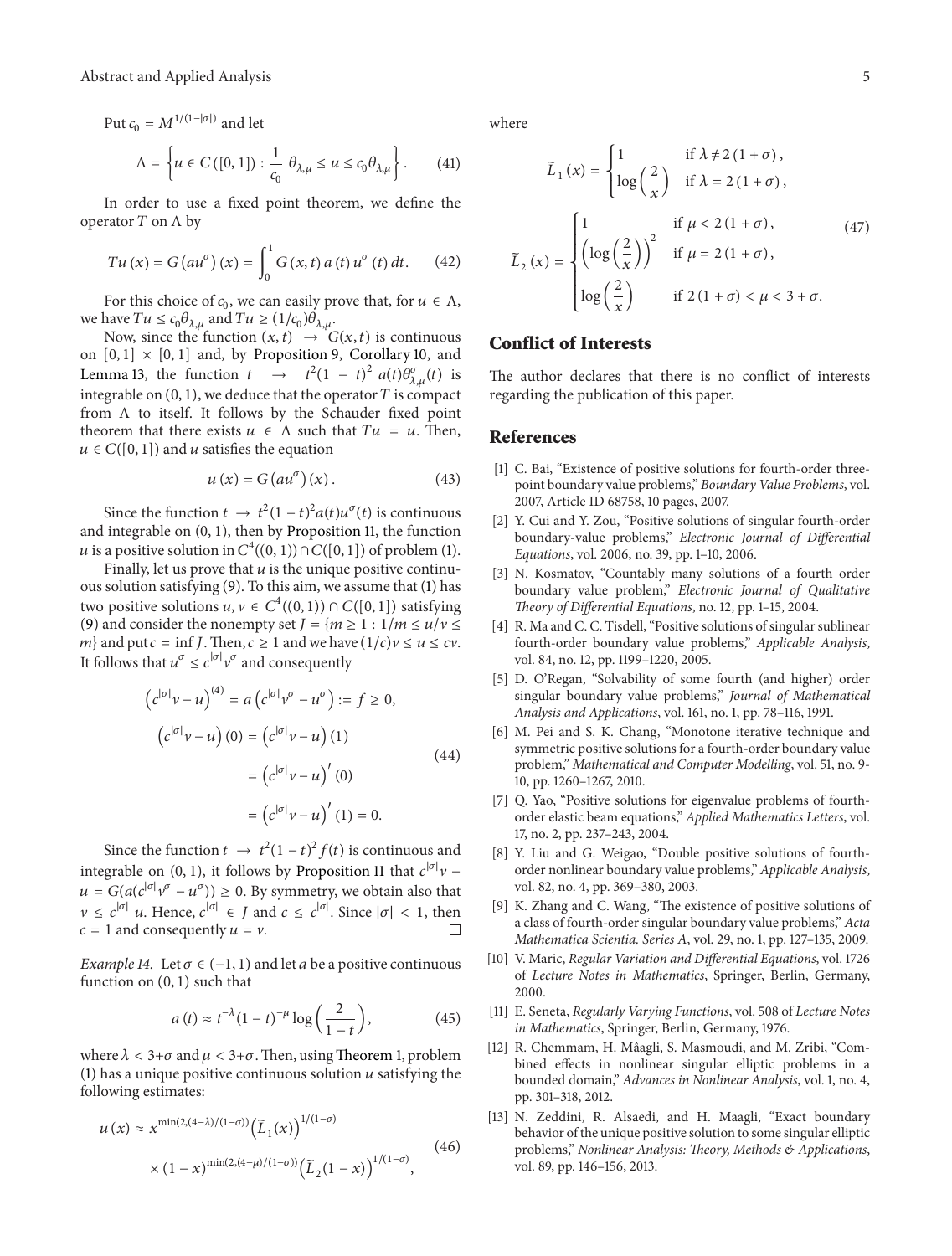Put $c_0 = M^{1/(1-|\sigma|)}$ and let

$$\Lambda = \left\{ u \in C([0,1]) : \frac{1}{c_0}\, \theta_{\lambda,\mu} \le u \le c_0 \theta_{\lambda,\mu} \right\}. \tag{41}$$

In order to use a fixed point theorem, we define the operator $T$ on $\Lambda$ by

$$Tu(x) = G(au^\sigma)(x) = \int_0^1 G(x,t)\, a(t)\, u^\sigma(t)\, dt. \tag{42}$$

For this choice of $c_0$, we can easily prove that, for $u \in \Lambda$, we have $Tu \le c_0 \theta_{\lambda,\mu}$ and $Tu \ge (1/c_0)\theta_{\lambda,\mu}$.

Now, since the function $(x,t) \to G(x,t)$ is continuous on $[0,1] \times [0,1]$ and, by Proposition 9, Corollary 10, and Lemma 13, the function $t \to t^2(1-t)^2 a(t)\theta^\sigma_{\lambda,\mu}(t)$ is integrable on $(0,1)$, we deduce that the operator $T$ is compact from $\Lambda$ to itself. It follows by the Schauder fixed point theorem that there exists $u \in \Lambda$ such that $Tu = u$. Then, $u \in C([0,1])$ and $u$ satisfies the equation

$$u(x) = G(au^\sigma)(x). \tag{43}$$

Since the function $t \to t^2(1-t)^2 a(t) u^\sigma(t)$ is continuous and integrable on $(0,1)$, then by Proposition 11, the function $u$ is a positive solution in $C^4((0,1)) \cap C([0,1])$ of problem (1).

Finally, let us prove that $u$ is the unique positive continuous solution satisfying (9). To this aim, we assume that (1) has two positive solutions $u, v \in C^4((0,1)) \cap C([0,1])$ satisfying (9) and consider the nonempty set $J = \{m \ge 1 : 1/m \le u/v \le m\}$ and put $c = \inf J$. Then, $c \ge 1$ and we have $(1/c)v \le u \le cv$. It follows that $u^\sigma \le c^{|\sigma|} v^\sigma$ and consequently

$$\begin{aligned}
\left(c^{|\sigma|} v - u\right)^{(4)} &= a\left(c^{|\sigma|} v^\sigma - u^\sigma\right) := f \ge 0, \\
\left(c^{|\sigma|} v - u\right)(0) &= \left(c^{|\sigma|} v - u\right)(1) \\
&= \left(c^{|\sigma|} v - u\right)'(0) \\
&= \left(c^{|\sigma|} v - u\right)'(1) = 0.
\end{aligned} \tag{44}$$

Since the function $t \to t^2(1-t)^2 f(t)$ is continuous and integrable on $(0,1)$, it follows by Proposition 11 that $c^{|\sigma|}v - u = G(a(c^{|\sigma|}v^\sigma - u^\sigma)) \ge 0$. By symmetry, we obtain also that $v \le c^{|\sigma|} u$. Hence, $c^{|\sigma|} \in J$ and $c \le c^{|\sigma|}$. Since $|\sigma| < 1$, then $c = 1$ and consequently $u = v$. □

*Example 14.* Let $\sigma \in (-1,1)$ and let $a$ be a positive continuous function on $(0,1)$ such that

$$a(t) \approx t^{-\lambda}(1-t)^{-\mu} \log\left(\frac{2}{1-t}\right), \tag{45}$$

where $\lambda < 3+\sigma$ and $\mu < 3+\sigma$. Then, using Theorem 1, problem (1) has a unique positive continuous solution $u$ satisfying the following estimates:

$$\begin{aligned}
u(x) \approx{}& x^{\min(2,(4-\lambda)/(1-\sigma))}\left(\widetilde{L}_1(x)\right)^{1/(1-\sigma)} \\
&\times (1-x)^{\min(2,(4-\mu)/(1-\sigma))}\left(\widetilde{L}_2(1-x)\right)^{1/(1-\sigma)},
\end{aligned} \tag{46}$$

where

$$\begin{aligned}
\widetilde{L}_1(x) &= \begin{cases} 1 & \text{if } \lambda \ne 2(1+\sigma), \\ \log\left(\dfrac{2}{x}\right) & \text{if } \lambda = 2(1+\sigma), \end{cases} \\
\widetilde{L}_2(x) &= \begin{cases} 1 & \text{if } \mu < 2(1+\sigma), \\ \left(\log\left(\dfrac{2}{x}\right)\right)^2 & \text{if } \mu = 2(1+\sigma), \\ \log\left(\dfrac{2}{x}\right) & \text{if } 2(1+\sigma) < \mu < 3+\sigma. \end{cases}
\end{aligned} \tag{47}$$

## Conflict of Interests

The author declares that there is no conflict of interests regarding the publication of this paper.

## References

[1] C. Bai, "Existence of positive solutions for fourth-order three-point boundary value problems," *Boundary Value Problems*, vol. 2007, Article ID 68758, 10 pages, 2007.

[2] Y. Cui and Y. Zou, "Positive solutions of singular fourth-order boundary-value problems," *Electronic Journal of Differential Equations*, vol. 2006, no. 39, pp. 1–10, 2006.

[3] N. Kosmatov, "Countably many solutions of a fourth order boundary value problem," *Electronic Journal of Qualitative Theory of Differential Equations*, no. 12, pp. 1–15, 2004.

[4] R. Ma and C. C. Tisdell, "Positive solutions of singular sublinear fourth-order boundary value problems," *Applicable Analysis*, vol. 84, no. 12, pp. 1199–1220, 2005.

[5] D. O'Regan, "Solvability of some fourth (and higher) order singular boundary value problems," *Journal of Mathematical Analysis and Applications*, vol. 161, no. 1, pp. 78–116, 1991.

[6] M. Pei and S. K. Chang, "Monotone iterative technique and symmetric positive solutions for a fourth-order boundary value problem," *Mathematical and Computer Modelling*, vol. 51, no. 9-10, pp. 1260–1267, 2010.

[7] Q. Yao, "Positive solutions for eigenvalue problems of fourth-order elastic beam equations," *Applied Mathematics Letters*, vol. 17, no. 2, pp. 237–243, 2004.

[8] Y. Liu and G. Weigao, "Double positive solutions of fourth-order nonlinear boundary value problems," *Applicable Analysis*, vol. 82, no. 4, pp. 369–380, 2003.

[9] K. Zhang and C. Wang, "The existence of positive solutions of a class of fourth-order singular boundary value problems," *Acta Mathematica Scientia. Series A*, vol. 29, no. 1, pp. 127–135, 2009.

[10] V. Maric, *Regular Variation and Differential Equations*, vol. 1726 of *Lecture Notes in Mathematics*, Springer, Berlin, Germany, 2000.

[11] E. Seneta, *Regularly Varying Functions*, vol. 508 of *Lecture Notes in Mathematics*, Springer, Berlin, Germany, 1976.

[12] R. Chemmam, H. Mâagli, S. Masmoudi, and M. Zribi, "Combined effects in nonlinear singular elliptic problems in a bounded domain," *Advances in Nonlinear Analysis*, vol. 1, no. 4, pp. 301–318, 2012.

[13] N. Zeddini, R. Alsaedi, and H. Maagli, "Exact boundary behavior of the unique positive solution to some singular elliptic problems," *Nonlinear Analysis: Theory, Methods & Applications*, vol. 89, pp. 146–156, 2013.